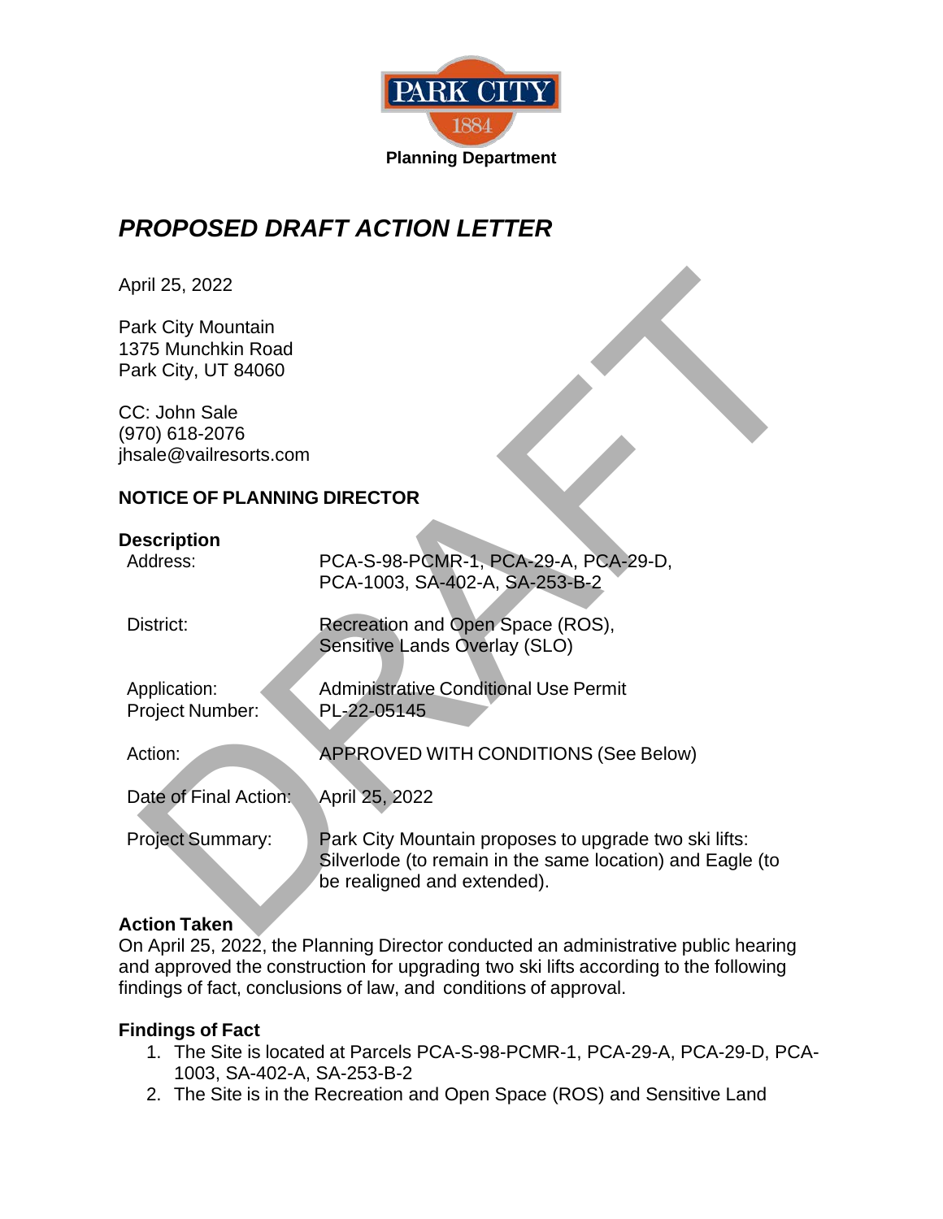Park City
1884
**Planning Department**

# *PROPOSED DRAFT ACTION LETTER*

April 25, 2022

Park City Mountain
1375 Munchkin Road
Park City, UT 84060

CC: John Sale
(970) 618-2076
jhsale@vailresorts.com

**NOTICE OF PLANNING DIRECTOR**

**Description**

| | |
|---|---|
| Address: | PCA-S-98-PCMR-1, PCA-29-A, PCA-29-D, PCA-1003, SA-402-A, SA-253-B-2 |
| District: | Recreation and Open Space (ROS), Sensitive Lands Overlay (SLO) |
| Application: | Administrative Conditional Use Permit |
| Project Number: | PL-22-05145 |
| Action: | APPROVED WITH CONDITIONS (See Below) |
| Date of Final Action: | April 25, 2022 |
| Project Summary: | Park City Mountain proposes to upgrade two ski lifts: Silverlode (to remain in the same location) and Eagle (to be realigned and extended). |

**Action Taken**

On April 25, 2022, the Planning Director conducted an administrative public hearing and approved the construction for upgrading two ski lifts according to the following findings of fact, conclusions of law, and conditions of approval.

**Findings of Fact**

1. The Site is located at Parcels PCA-S-98-PCMR-1, PCA-29-A, PCA-29-D, PCA-1003, SA-402-A, SA-253-B-2
2. The Site is in the Recreation and Open Space (ROS) and Sensitive Land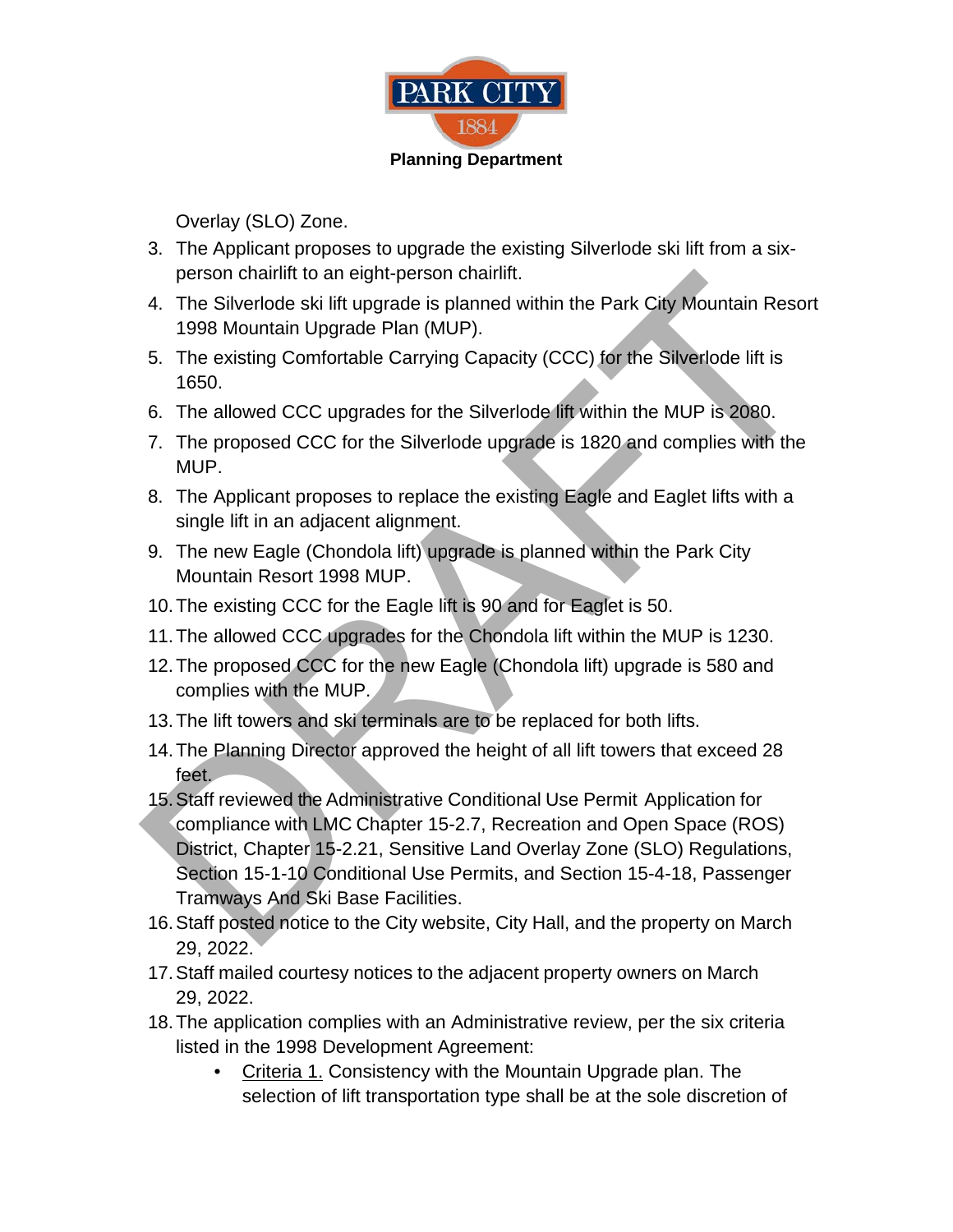Overlay (SLO) Zone.

3. The Applicant proposes to upgrade the existing Silverlode ski lift from a six-person chairlift to an eight-person chairlift.
4. The Silverlode ski lift upgrade is planned within the Park City Mountain Resort 1998 Mountain Upgrade Plan (MUP).
5. The existing Comfortable Carrying Capacity (CCC) for the Silverlode lift is 1650.
6. The allowed CCC upgrades for the Silverlode lift within the MUP is 2080.
7. The proposed CCC for the Silverlode upgrade is 1820 and complies with the MUP.
8. The Applicant proposes to replace the existing Eagle and Eaglet lifts with a single lift in an adjacent alignment.
9. The new Eagle (Chondola lift) upgrade is planned within the Park City Mountain Resort 1998 MUP.
10. The existing CCC for the Eagle lift is 90 and for Eaglet is 50.
11. The allowed CCC upgrades for the Chondola lift within the MUP is 1230.
12. The proposed CCC for the new Eagle (Chondola lift) upgrade is 580 and complies with the MUP.
13. The lift towers and ski terminals are to be replaced for both lifts.
14. The Planning Director approved the height of all lift towers that exceed 28 feet.
15. Staff reviewed the Administrative Conditional Use Permit Application for compliance with LMC Chapter 15-2.7, Recreation and Open Space (ROS) District, Chapter 15-2.21, Sensitive Land Overlay Zone (SLO) Regulations, Section 15-1-10 Conditional Use Permits, and Section 15-4-18, Passenger Tramways And Ski Base Facilities.
16. Staff posted notice to the City website, City Hall, and the property on March 29, 2022.
17. Staff mailed courtesy notices to the adjacent property owners on March 29, 2022.
18. The application complies with an Administrative review, per the six criteria listed in the 1998 Development Agreement:
    - Criteria 1. Consistency with the Mountain Upgrade plan. The selection of lift transportation type shall be at the sole discretion of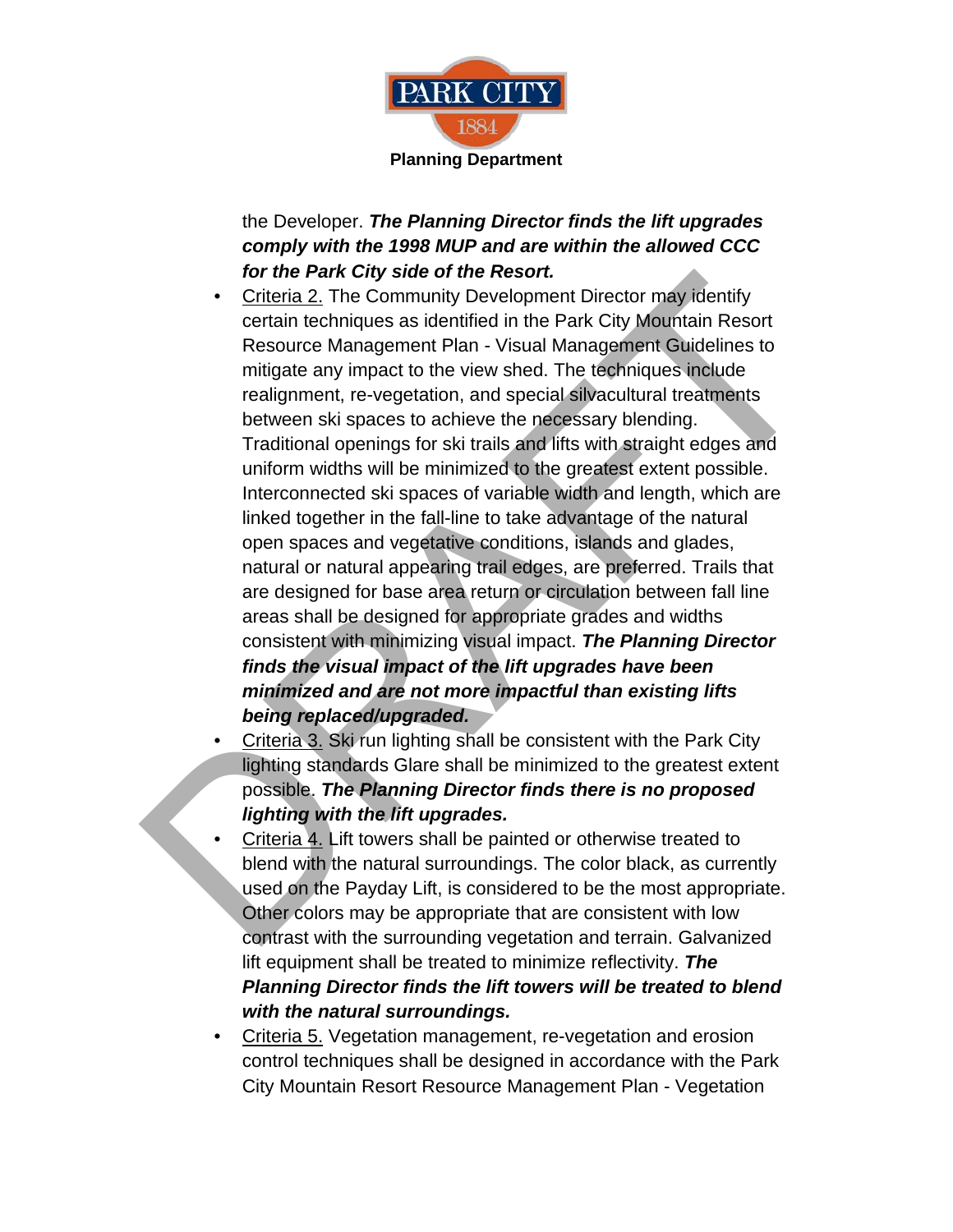the Developer. ***The Planning Director finds the lift upgrades comply with the 1998 MUP and are within the allowed CCC for the Park City side of the Resort.***

- Criteria 2. The Community Development Director may identify certain techniques as identified in the Park City Mountain Resort Resource Management Plan - Visual Management Guidelines to mitigate any impact to the view shed. The techniques include realignment, re-vegetation, and special silvacultural treatments between ski spaces to achieve the necessary blending. Traditional openings for ski trails and lifts with straight edges and uniform widths will be minimized to the greatest extent possible. Interconnected ski spaces of variable width and length, which are linked together in the fall-line to take advantage of the natural open spaces and vegetative conditions, islands and glades, natural or natural appearing trail edges, are preferred. Trails that are designed for base area return or circulation between fall line areas shall be designed for appropriate grades and widths consistent with minimizing visual impact. ***The Planning Director finds the visual impact of the lift upgrades have been minimized and are not more impactful than existing lifts being replaced/upgraded.***
- Criteria 3. Ski run lighting shall be consistent with the Park City lighting standards Glare shall be minimized to the greatest extent possible. ***The Planning Director finds there is no proposed lighting with the lift upgrades.***
- Criteria 4. Lift towers shall be painted or otherwise treated to blend with the natural surroundings. The color black, as currently used on the Payday Lift, is considered to be the most appropriate. Other colors may be appropriate that are consistent with low contrast with the surrounding vegetation and terrain. Galvanized lift equipment shall be treated to minimize reflectivity. ***The Planning Director finds the lift towers will be treated to blend with the natural surroundings.***
- Criteria 5. Vegetation management, re-vegetation and erosion control techniques shall be designed in accordance with the Park City Mountain Resort Resource Management Plan - Vegetation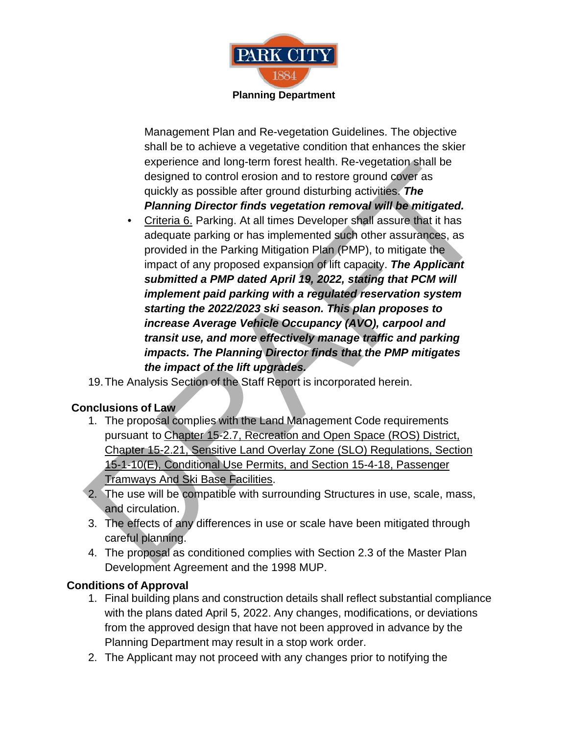Management Plan and Re-vegetation Guidelines. The objective shall be to achieve a vegetative condition that enhances the skier experience and long-term forest health. Re-vegetation shall be designed to control erosion and to restore ground cover as quickly as possible after ground disturbing activities. ***The Planning Director finds vegetation removal will be mitigated.***

- Criteria 6. Parking. At all times Developer shall assure that it has adequate parking or has implemented such other assurances, as provided in the Parking Mitigation Plan (PMP), to mitigate the impact of any proposed expansion of lift capacity. ***The Applicant submitted a PMP dated April 19, 2022, stating that PCM will implement paid parking with a regulated reservation system starting the 2022/2023 ski season. This plan proposes to increase Average Vehicle Occupancy (AVO), carpool and transit use, and more effectively manage traffic and parking impacts. The Planning Director finds that the PMP mitigates the impact of the lift upgrades.***

19. The Analysis Section of the Staff Report is incorporated herein.

## Conclusions of Law

1. The proposal complies with the Land Management Code requirements pursuant to Chapter 15-2.7, Recreation and Open Space (ROS) District, Chapter 15-2.21, Sensitive Land Overlay Zone (SLO) Regulations, Section 15-1-10(E), Conditional Use Permits, and Section 15-4-18, Passenger Tramways And Ski Base Facilities.
2. The use will be compatible with surrounding Structures in use, scale, mass, and circulation.
3. The effects of any differences in use or scale have been mitigated through careful planning.
4. The proposal as conditioned complies with Section 2.3 of the Master Plan Development Agreement and the 1998 MUP.

## Conditions of Approval

1. Final building plans and construction details shall reflect substantial compliance with the plans dated April 5, 2022. Any changes, modifications, or deviations from the approved design that have not been approved in advance by the Planning Department may result in a stop work order.
2. The Applicant may not proceed with any changes prior to notifying the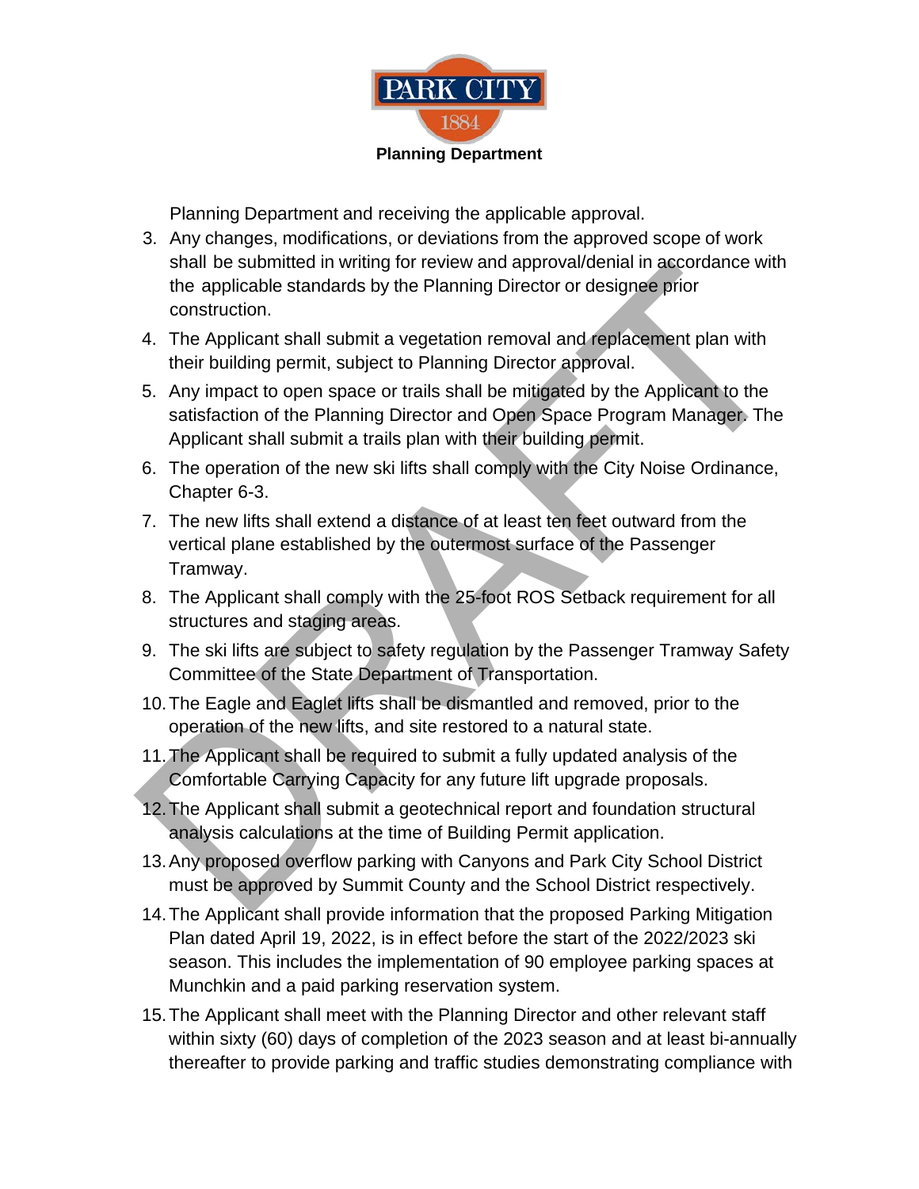Planning Department and receiving the applicable approval.

3. Any changes, modifications, or deviations from the approved scope of work shall be submitted in writing for review and approval/denial in accordance with the applicable standards by the Planning Director or designee prior construction.
4. The Applicant shall submit a vegetation removal and replacement plan with their building permit, subject to Planning Director approval.
5. Any impact to open space or trails shall be mitigated by the Applicant to the satisfaction of the Planning Director and Open Space Program Manager. The Applicant shall submit a trails plan with their building permit.
6. The operation of the new ski lifts shall comply with the City Noise Ordinance, Chapter 6-3.
7. The new lifts shall extend a distance of at least ten feet outward from the vertical plane established by the outermost surface of the Passenger Tramway.
8. The Applicant shall comply with the 25-foot ROS Setback requirement for all structures and staging areas.
9. The ski lifts are subject to safety regulation by the Passenger Tramway Safety Committee of the State Department of Transportation.
10. The Eagle and Eaglet lifts shall be dismantled and removed, prior to the operation of the new lifts, and site restored to a natural state.
11. The Applicant shall be required to submit a fully updated analysis of the Comfortable Carrying Capacity for any future lift upgrade proposals.
12. The Applicant shall submit a geotechnical report and foundation structural analysis calculations at the time of Building Permit application.
13. Any proposed overflow parking with Canyons and Park City School District must be approved by Summit County and the School District respectively.
14. The Applicant shall provide information that the proposed Parking Mitigation Plan dated April 19, 2022, is in effect before the start of the 2022/2023 ski season. This includes the implementation of 90 employee parking spaces at Munchkin and a paid parking reservation system.
15. The Applicant shall meet with the Planning Director and other relevant staff within sixty (60) days of completion of the 2023 season and at least bi-annually thereafter to provide parking and traffic studies demonstrating compliance with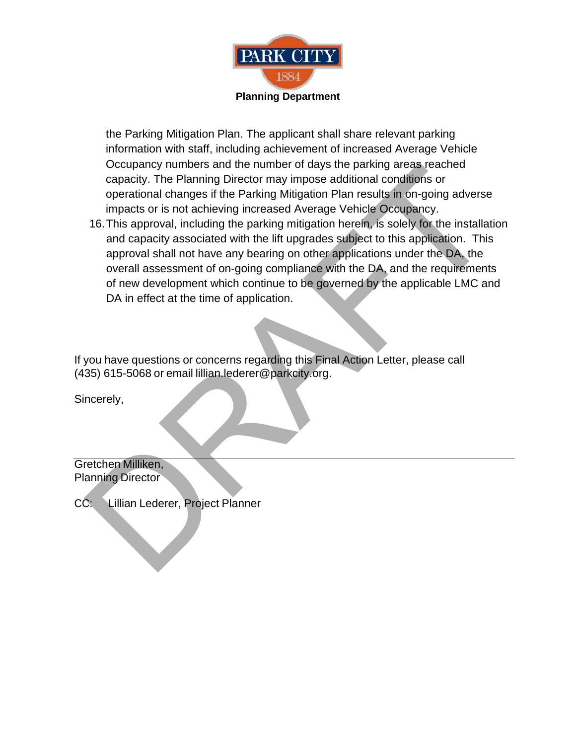the Parking Mitigation Plan. The applicant shall share relevant parking information with staff, including achievement of increased Average Vehicle Occupancy numbers and the number of days the parking areas reached capacity. The Planning Director may impose additional conditions or operational changes if the Parking Mitigation Plan results in on-going adverse impacts or is not achieving increased Average Vehicle Occupancy.

16. This approval, including the parking mitigation herein, is solely for the installation and capacity associated with the lift upgrades subject to this application. This approval shall not have any bearing on other applications under the DA, the overall assessment of on-going compliance with the DA, and the requirements of new development which continue to be governed by the applicable LMC and DA in effect at the time of application.

If you have questions or concerns regarding this Final Action Letter, please call (435) 615-5068 or email lillian.lederer@parkcity.org.

Sincerely,

Gretchen Milliken,
Planning Director

CC: Lillian Lederer, Project Planner

DRAFT